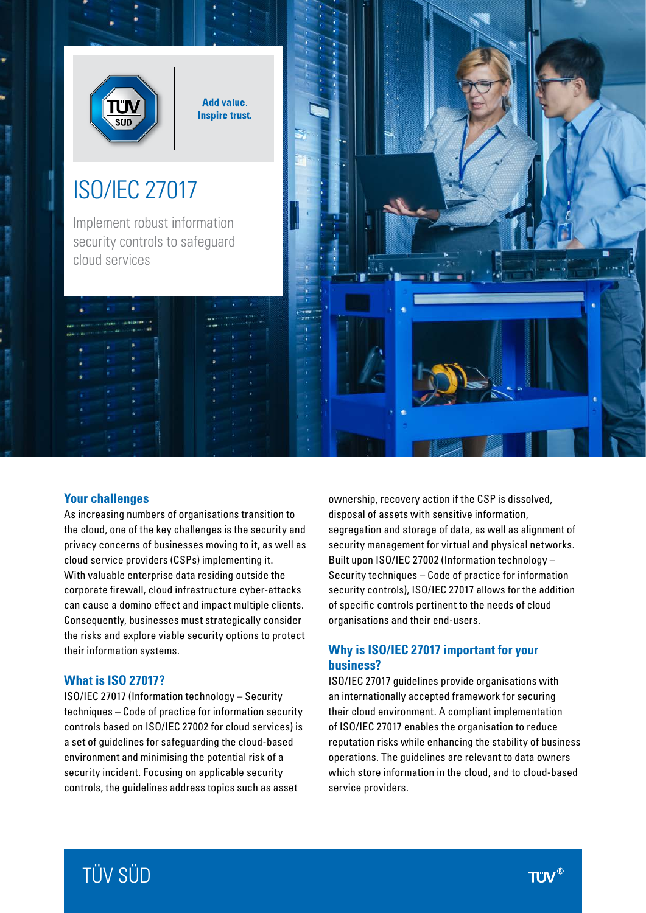Add value.
Inspire trust.

# ISO/IEC 27017

Implement robust information security controls to safeguard cloud services

## Your challenges

As increasing numbers of organisations transition to the cloud, one of the key challenges is the security and privacy concerns of businesses moving to it, as well as cloud service providers (CSPs) implementing it. With valuable enterprise data residing outside the corporate firewall, cloud infrastructure cyber-attacks can cause a domino effect and impact multiple clients. Consequently, businesses must strategically consider the risks and explore viable security options to protect their information systems.

## What is ISO 27017?

ISO/IEC 27017 (Information technology – Security techniques – Code of practice for information security controls based on ISO/IEC 27002 for cloud services) is a set of guidelines for safeguarding the cloud-based environment and minimising the potential risk of a security incident. Focusing on applicable security controls, the guidelines address topics such as asset ownership, recovery action if the CSP is dissolved, disposal of assets with sensitive information, segregation and storage of data, as well as alignment of security management for virtual and physical networks. Built upon ISO/IEC 27002 (Information technology – Security techniques – Code of practice for information security controls), ISO/IEC 27017 allows for the addition of specific controls pertinent to the needs of cloud organisations and their end-users.

## Why is ISO/IEC 27017 important for your business?

ISO/IEC 27017 guidelines provide organisations with an internationally accepted framework for securing their cloud environment. A compliant implementation of ISO/IEC 27017 enables the organisation to reduce reputation risks while enhancing the stability of business operations. The guidelines are relevant to data owners which store information in the cloud, and to cloud-based service providers.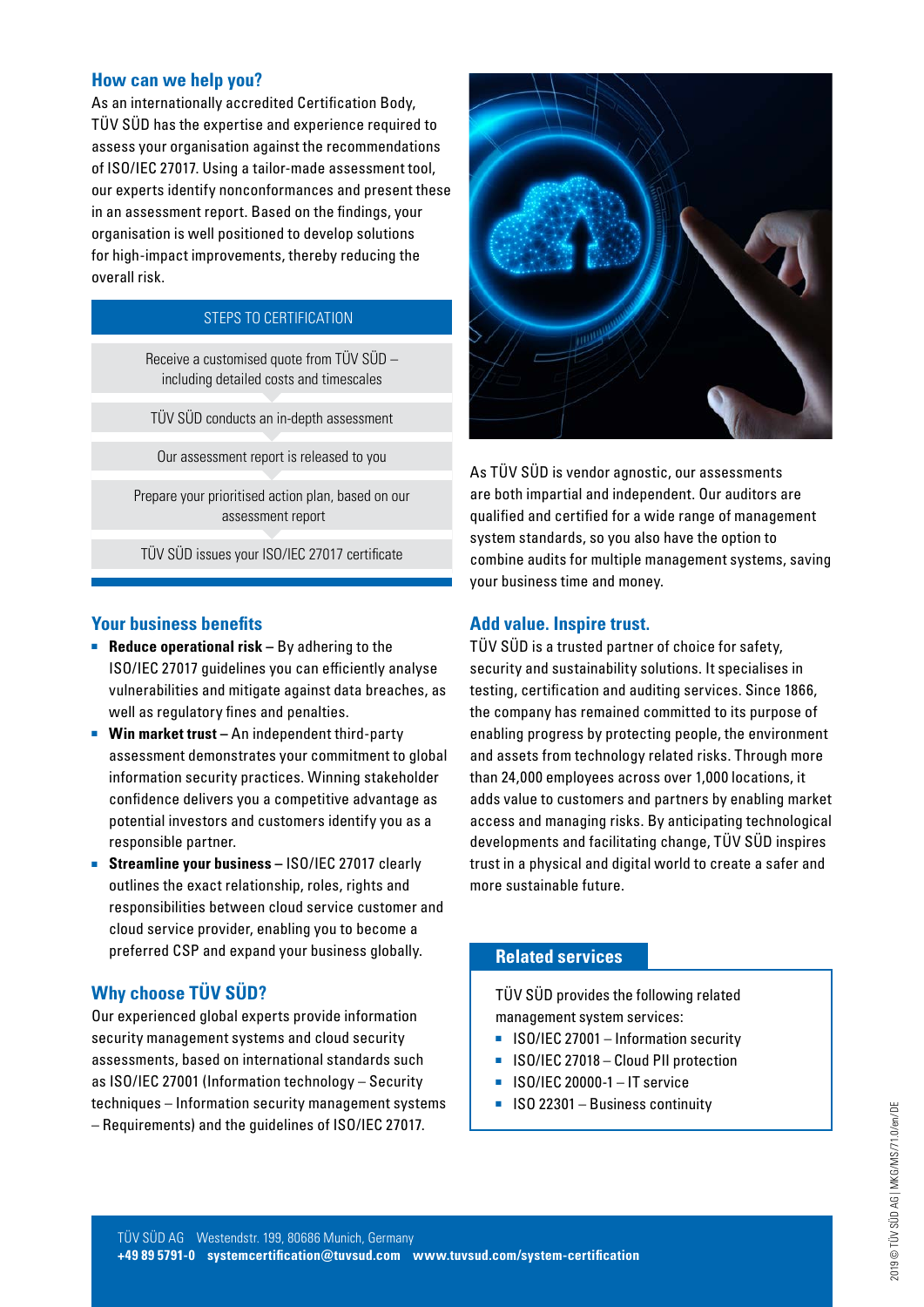## How can we help you?

As an internationally accredited Certification Body, TÜV SÜD has the expertise and experience required to assess your organisation against the recommendations of ISO/IEC 27017. Using a tailor-made assessment tool, our experts identify nonconformances and present these in an assessment report. Based on the findings, your organisation is well positioned to develop solutions for high-impact improvements, thereby reducing the overall risk.

### STEPS TO CERTIFICATION

- Receive a customised quote from TÜV SÜD – including detailed costs and timescales
- TÜV SÜD conducts an in-depth assessment
- Our assessment report is released to you
- Prepare your prioritised action plan, based on our assessment report
- TÜV SÜD issues your ISO/IEC 27017 certificate

## Your business benefits

- **Reduce operational risk** – By adhering to the ISO/IEC 27017 guidelines you can efficiently analyse vulnerabilities and mitigate against data breaches, as well as regulatory fines and penalties.
- **Win market trust** – An independent third-party assessment demonstrates your commitment to global information security practices. Winning stakeholder confidence delivers you a competitive advantage as potential investors and customers identify you as a responsible partner.
- **Streamline your business** – ISO/IEC 27017 clearly outlines the exact relationship, roles, rights and responsibilities between cloud service customer and cloud service provider, enabling you to become a preferred CSP and expand your business globally.

## Why choose TÜV SÜD?

Our experienced global experts provide information security management systems and cloud security assessments, based on international standards such as ISO/IEC 27001 (Information technology – Security techniques – Information security management systems – Requirements) and the guidelines of ISO/IEC 27017.

As TÜV SÜD is vendor agnostic, our assessments are both impartial and independent. Our auditors are qualified and certified for a wide range of management system standards, so you also have the option to combine audits for multiple management systems, saving your business time and money.

## Add value. Inspire trust.

TÜV SÜD is a trusted partner of choice for safety, security and sustainability solutions. It specialises in testing, certification and auditing services. Since 1866, the company has remained committed to its purpose of enabling progress by protecting people, the environment and assets from technology related risks. Through more than 24,000 employees across over 1,000 locations, it adds value to customers and partners by enabling market access and managing risks. By anticipating technological developments and facilitating change, TÜV SÜD inspires trust in a physical and digital world to create a safer and more sustainable future.

## Related services

TÜV SÜD provides the following related management system services:

- ISO/IEC 27001 – Information security
- ISO/IEC 27018 – Cloud PII protection
- ISO/IEC 20000-1 – IT service
- ISO 22301 – Business continuity

TÜV SÜD AG Westendstr. 199, 80686 Munich, Germany
**+49 89 5791-0 systemcertification@tuvsud.com www.tuvsud.com/system-certification**

2019 © TÜV SÜD AG | MKG/MS/71.0/en/DE